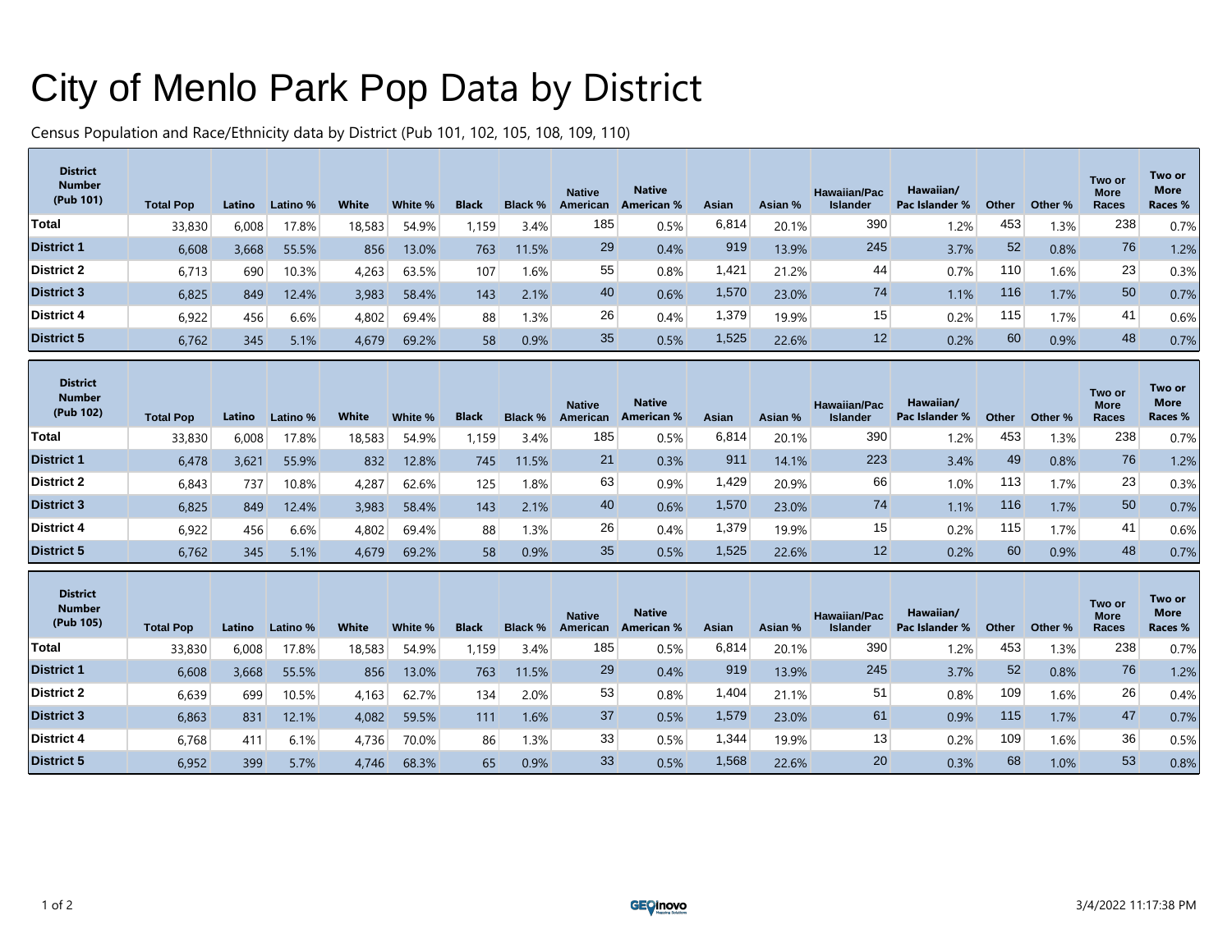# City of Menlo Park Pop Data by District

Census Population and Race/Ethnicity data by District (Pub 101, 102, 105, 108, 109, 110)

| District Number (Pub 101) | Total Pop | Latino | Latino % | White | White % | Black | Black % | Native American | Native American % | Asian | Asian % | Hawaiian/Pac Islander | Hawaiian/ Pac Islander % | Other | Other % | Two or More Races | Two or More Races % |
|---|---|---|---|---|---|---|---|---|---|---|---|---|---|---|---|---|---|
| **Total** | 33,830 | 6,008 | 17.8% | 18,583 | 54.9% | 1,159 | 3.4% | 185 | 0.5% | 6,814 | 20.1% | 390 | 1.2% | 453 | 1.3% | 238 | 0.7% |
| **District 1** | 6,608 | 3,668 | 55.5% | 856 | 13.0% | 763 | 11.5% | 29 | 0.4% | 919 | 13.9% | 245 | 3.7% | 52 | 0.8% | 76 | 1.2% |
| **District 2** | 6,713 | 690 | 10.3% | 4,263 | 63.5% | 107 | 1.6% | 55 | 0.8% | 1,421 | 21.2% | 44 | 0.7% | 110 | 1.6% | 23 | 0.3% |
| **District 3** | 6,825 | 849 | 12.4% | 3,983 | 58.4% | 143 | 2.1% | 40 | 0.6% | 1,570 | 23.0% | 74 | 1.1% | 116 | 1.7% | 50 | 0.7% |
| **District 4** | 6,922 | 456 | 6.6% | 4,802 | 69.4% | 88 | 1.3% | 26 | 0.4% | 1,379 | 19.9% | 15 | 0.2% | 115 | 1.7% | 41 | 0.6% |
| **District 5** | 6,762 | 345 | 5.1% | 4,679 | 69.2% | 58 | 0.9% | 35 | 0.5% | 1,525 | 22.6% | 12 | 0.2% | 60 | 0.9% | 48 | 0.7% |

| District Number (Pub 102) | Total Pop | Latino | Latino % | White | White % | Black | Black % | Native American | Native American % | Asian | Asian % | Hawaiian/Pac Islander | Hawaiian/ Pac Islander % | Other | Other % | Two or More Races | Two or More Races % |
|---|---|---|---|---|---|---|---|---|---|---|---|---|---|---|---|---|---|
| **Total** | 33,830 | 6,008 | 17.8% | 18,583 | 54.9% | 1,159 | 3.4% | 185 | 0.5% | 6,814 | 20.1% | 390 | 1.2% | 453 | 1.3% | 238 | 0.7% |
| **District 1** | 6,478 | 3,621 | 55.9% | 832 | 12.8% | 745 | 11.5% | 21 | 0.3% | 911 | 14.1% | 223 | 3.4% | 49 | 0.8% | 76 | 1.2% |
| **District 2** | 6,843 | 737 | 10.8% | 4,287 | 62.6% | 125 | 1.8% | 63 | 0.9% | 1,429 | 20.9% | 66 | 1.0% | 113 | 1.7% | 23 | 0.3% |
| **District 3** | 6,825 | 849 | 12.4% | 3,983 | 58.4% | 143 | 2.1% | 40 | 0.6% | 1,570 | 23.0% | 74 | 1.1% | 116 | 1.7% | 50 | 0.7% |
| **District 4** | 6,922 | 456 | 6.6% | 4,802 | 69.4% | 88 | 1.3% | 26 | 0.4% | 1,379 | 19.9% | 15 | 0.2% | 115 | 1.7% | 41 | 0.6% |
| **District 5** | 6,762 | 345 | 5.1% | 4,679 | 69.2% | 58 | 0.9% | 35 | 0.5% | 1,525 | 22.6% | 12 | 0.2% | 60 | 0.9% | 48 | 0.7% |

| District Number (Pub 105) | Total Pop | Latino | Latino % | White | White % | Black | Black % | Native American | Native American % | Asian | Asian % | Hawaiian/Pac Islander | Hawaiian/ Pac Islander % | Other | Other % | Two or More Races | Two or More Races % |
|---|---|---|---|---|---|---|---|---|---|---|---|---|---|---|---|---|---|
| **Total** | 33,830 | 6,008 | 17.8% | 18,583 | 54.9% | 1,159 | 3.4% | 185 | 0.5% | 6,814 | 20.1% | 390 | 1.2% | 453 | 1.3% | 238 | 0.7% |
| **District 1** | 6,608 | 3,668 | 55.5% | 856 | 13.0% | 763 | 11.5% | 29 | 0.4% | 919 | 13.9% | 245 | 3.7% | 52 | 0.8% | 76 | 1.2% |
| **District 2** | 6,639 | 699 | 10.5% | 4,163 | 62.7% | 134 | 2.0% | 53 | 0.8% | 1,404 | 21.1% | 51 | 0.8% | 109 | 1.6% | 26 | 0.4% |
| **District 3** | 6,863 | 831 | 12.1% | 4,082 | 59.5% | 111 | 1.6% | 37 | 0.5% | 1,579 | 23.0% | 61 | 0.9% | 115 | 1.7% | 47 | 0.7% |
| **District 4** | 6,768 | 411 | 6.1% | 4,736 | 70.0% | 86 | 1.3% | 33 | 0.5% | 1,344 | 19.9% | 13 | 0.2% | 109 | 1.6% | 36 | 0.5% |
| **District 5** | 6,952 | 399 | 5.7% | 4,746 | 68.3% | 65 | 0.9% | 33 | 0.5% | 1,568 | 22.6% | 20 | 0.3% | 68 | 1.0% | 53 | 0.8% |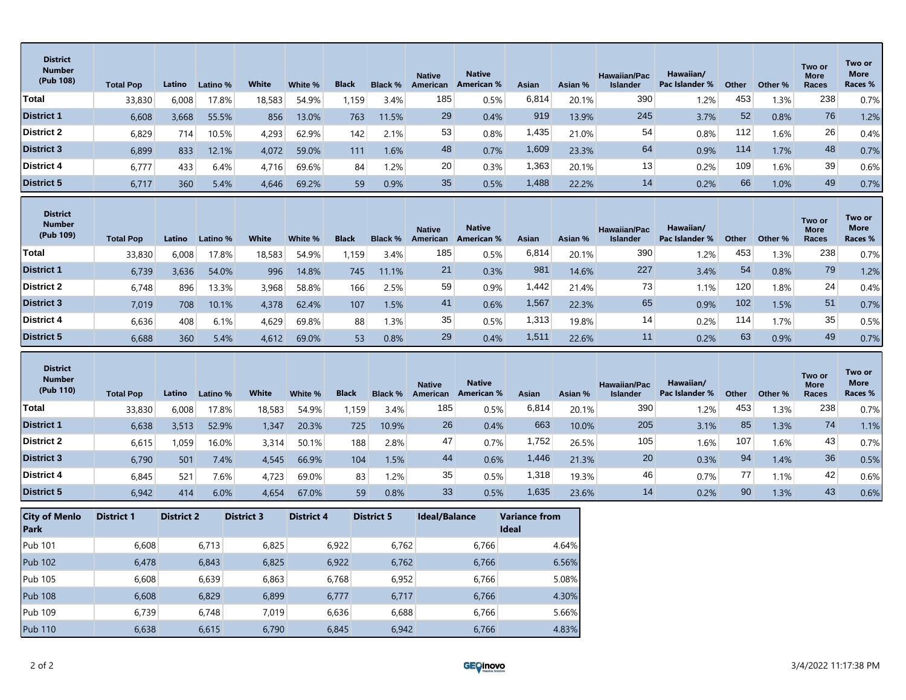| District Number (Pub 108) | Total Pop | Latino | Latino % | White | White % | Black | Black % | Native American | Native American % | Asian | Asian % | Hawaiian/Pac Islander | Hawaiian/ Pac Islander % | Other | Other % | Two or More Races | Two or More Races % |
|---|---|---|---|---|---|---|---|---|---|---|---|---|---|---|---|---|---|
| **Total** | 33,830 | 6,008 | 17.8% | 18,583 | 54.9% | 1,159 | 3.4% | 185 | 0.5% | 6,814 | 20.1% | 390 | 1.2% | 453 | 1.3% | 238 | 0.7% |
| **District 1** | 6,608 | 3,668 | 55.5% | 856 | 13.0% | 763 | 11.5% | 29 | 0.4% | 919 | 13.9% | 245 | 3.7% | 52 | 0.8% | 76 | 1.2% |
| **District 2** | 6,829 | 714 | 10.5% | 4,293 | 62.9% | 142 | 2.1% | 53 | 0.8% | 1,435 | 21.0% | 54 | 0.8% | 112 | 1.6% | 26 | 0.4% |
| **District 3** | 6,899 | 833 | 12.1% | 4,072 | 59.0% | 111 | 1.6% | 48 | 0.7% | 1,609 | 23.3% | 64 | 0.9% | 114 | 1.7% | 48 | 0.7% |
| **District 4** | 6,777 | 433 | 6.4% | 4,716 | 69.6% | 84 | 1.2% | 20 | 0.3% | 1,363 | 20.1% | 13 | 0.2% | 109 | 1.6% | 39 | 0.6% |
| **District 5** | 6,717 | 360 | 5.4% | 4,646 | 69.2% | 59 | 0.9% | 35 | 0.5% | 1,488 | 22.2% | 14 | 0.2% | 66 | 1.0% | 49 | 0.7% |

| District Number (Pub 109) | Total Pop | Latino | Latino % | White | White % | Black | Black % | Native American | Native American % | Asian | Asian % | Hawaiian/Pac Islander | Hawaiian/ Pac Islander % | Other | Other % | Two or More Races | Two or More Races % |
|---|---|---|---|---|---|---|---|---|---|---|---|---|---|---|---|---|---|
| **Total** | 33,830 | 6,008 | 17.8% | 18,583 | 54.9% | 1,159 | 3.4% | 185 | 0.5% | 6,814 | 20.1% | 390 | 1.2% | 453 | 1.3% | 238 | 0.7% |
| **District 1** | 6,739 | 3,636 | 54.0% | 996 | 14.8% | 745 | 11.1% | 21 | 0.3% | 981 | 14.6% | 227 | 3.4% | 54 | 0.8% | 79 | 1.2% |
| **District 2** | 6,748 | 896 | 13.3% | 3,968 | 58.8% | 166 | 2.5% | 59 | 0.9% | 1,442 | 21.4% | 73 | 1.1% | 120 | 1.8% | 24 | 0.4% |
| **District 3** | 7,019 | 708 | 10.1% | 4,378 | 62.4% | 107 | 1.5% | 41 | 0.6% | 1,567 | 22.3% | 65 | 0.9% | 102 | 1.5% | 51 | 0.7% |
| **District 4** | 6,636 | 408 | 6.1% | 4,629 | 69.8% | 88 | 1.3% | 35 | 0.5% | 1,313 | 19.8% | 14 | 0.2% | 114 | 1.7% | 35 | 0.5% |
| **District 5** | 6,688 | 360 | 5.4% | 4,612 | 69.0% | 53 | 0.8% | 29 | 0.4% | 1,511 | 22.6% | 11 | 0.2% | 63 | 0.9% | 49 | 0.7% |

| District Number (Pub 110) | Total Pop | Latino | Latino % | White | White % | Black | Black % | Native American | Native American % | Asian | Asian % | Hawaiian/Pac Islander | Hawaiian/ Pac Islander % | Other | Other % | Two or More Races | Two or More Races % |
|---|---|---|---|---|---|---|---|---|---|---|---|---|---|---|---|---|---|
| **Total** | 33,830 | 6,008 | 17.8% | 18,583 | 54.9% | 1,159 | 3.4% | 185 | 0.5% | 6,814 | 20.1% | 390 | 1.2% | 453 | 1.3% | 238 | 0.7% |
| **District 1** | 6,638 | 3,513 | 52.9% | 1,347 | 20.3% | 725 | 10.9% | 26 | 0.4% | 663 | 10.0% | 205 | 3.1% | 85 | 1.3% | 74 | 1.1% |
| **District 2** | 6,615 | 1,059 | 16.0% | 3,314 | 50.1% | 188 | 2.8% | 47 | 0.7% | 1,752 | 26.5% | 105 | 1.6% | 107 | 1.6% | 43 | 0.7% |
| **District 3** | 6,790 | 501 | 7.4% | 4,545 | 66.9% | 104 | 1.5% | 44 | 0.6% | 1,446 | 21.3% | 20 | 0.3% | 94 | 1.4% | 36 | 0.5% |
| **District 4** | 6,845 | 521 | 7.6% | 4,723 | 69.0% | 83 | 1.2% | 35 | 0.5% | 1,318 | 19.3% | 46 | 0.7% | 77 | 1.1% | 42 | 0.6% |
| **District 5** | 6,942 | 414 | 6.0% | 4,654 | 67.0% | 59 | 0.8% | 33 | 0.5% | 1,635 | 23.6% | 14 | 0.2% | 90 | 1.3% | 43 | 0.6% |

| City of Menlo Park | District 1 | District 2 | District 3 | District 4 | District 5 | Ideal/Balance | Variance from Ideal |
|---|---|---|---|---|---|---|---|
| Pub 101 | 6,608 | 6,713 | 6,825 | 6,922 | 6,762 | 6,766 | 4.64% |
| Pub 102 | 6,478 | 6,843 | 6,825 | 6,922 | 6,762 | 6,766 | 6.56% |
| Pub 105 | 6,608 | 6,639 | 6,863 | 6,768 | 6,952 | 6,766 | 5.08% |
| Pub 108 | 6,608 | 6,829 | 6,899 | 6,777 | 6,717 | 6,766 | 4.30% |
| Pub 109 | 6,739 | 6,748 | 7,019 | 6,636 | 6,688 | 6,766 | 5.66% |
| Pub 110 | 6,638 | 6,615 | 6,790 | 6,845 | 6,942 | 6,766 | 4.83% |

GEOinovo

3/4/2022 11:17:38 PM